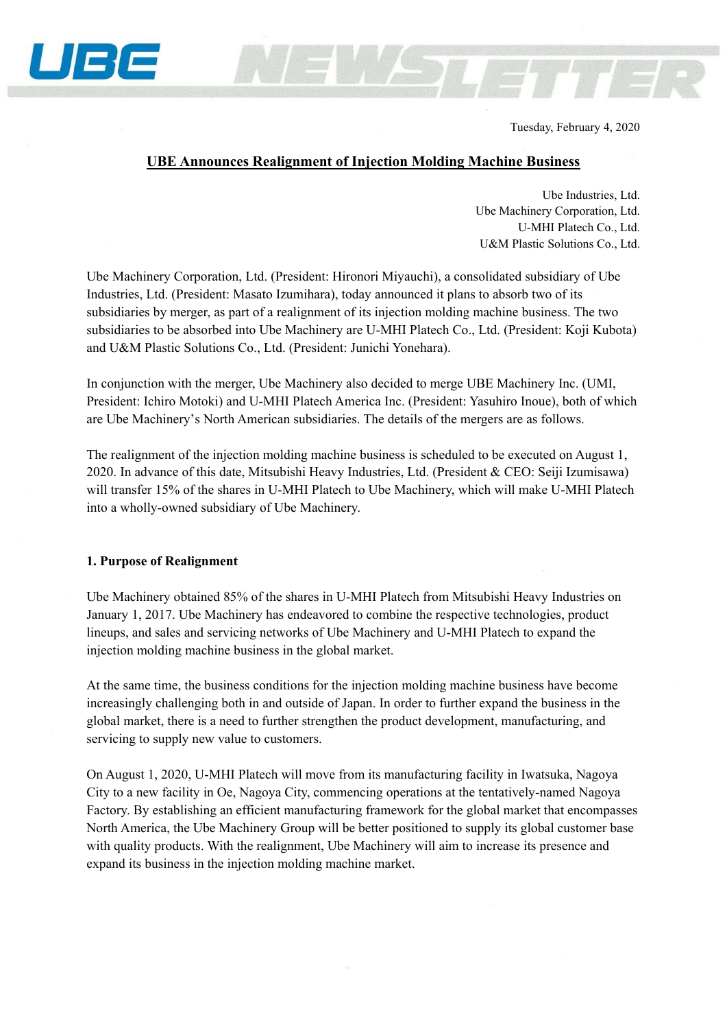UBE NEWSLETTER

Tuesday, February 4, 2020

# UBE Announces Realignment of Injection Molding Machine Business

Ube Industries, Ltd.
Ube Machinery Corporation, Ltd.
U-MHI Platech Co., Ltd.
U&M Plastic Solutions Co., Ltd.

Ube Machinery Corporation, Ltd. (President: Hironori Miyauchi), a consolidated subsidiary of Ube Industries, Ltd. (President: Masato Izumihara), today announced it plans to absorb two of its subsidiaries by merger, as part of a realignment of its injection molding machine business. The two subsidiaries to be absorbed into Ube Machinery are U-MHI Platech Co., Ltd. (President: Koji Kubota) and U&M Plastic Solutions Co., Ltd. (President: Junichi Yonehara).

In conjunction with the merger, Ube Machinery also decided to merge UBE Machinery Inc. (UMI, President: Ichiro Motoki) and U-MHI Platech America Inc. (President: Yasuhiro Inoue), both of which are Ube Machinery's North American subsidiaries. The details of the mergers are as follows.

The realignment of the injection molding machine business is scheduled to be executed on August 1, 2020. In advance of this date, Mitsubishi Heavy Industries, Ltd. (President & CEO: Seiji Izumisawa) will transfer 15% of the shares in U-MHI Platech to Ube Machinery, which will make U-MHI Platech into a wholly-owned subsidiary of Ube Machinery.

## 1. Purpose of Realignment

Ube Machinery obtained 85% of the shares in U-MHI Platech from Mitsubishi Heavy Industries on January 1, 2017. Ube Machinery has endeavored to combine the respective technologies, product lineups, and sales and servicing networks of Ube Machinery and U-MHI Platech to expand the injection molding machine business in the global market.

At the same time, the business conditions for the injection molding machine business have become increasingly challenging both in and outside of Japan. In order to further expand the business in the global market, there is a need to further strengthen the product development, manufacturing, and servicing to supply new value to customers.

On August 1, 2020, U-MHI Platech will move from its manufacturing facility in Iwatsuka, Nagoya City to a new facility in Oe, Nagoya City, commencing operations at the tentatively-named Nagoya Factory. By establishing an efficient manufacturing framework for the global market that encompasses North America, the Ube Machinery Group will be better positioned to supply its global customer base with quality products. With the realignment, Ube Machinery will aim to increase its presence and expand its business in the injection molding machine market.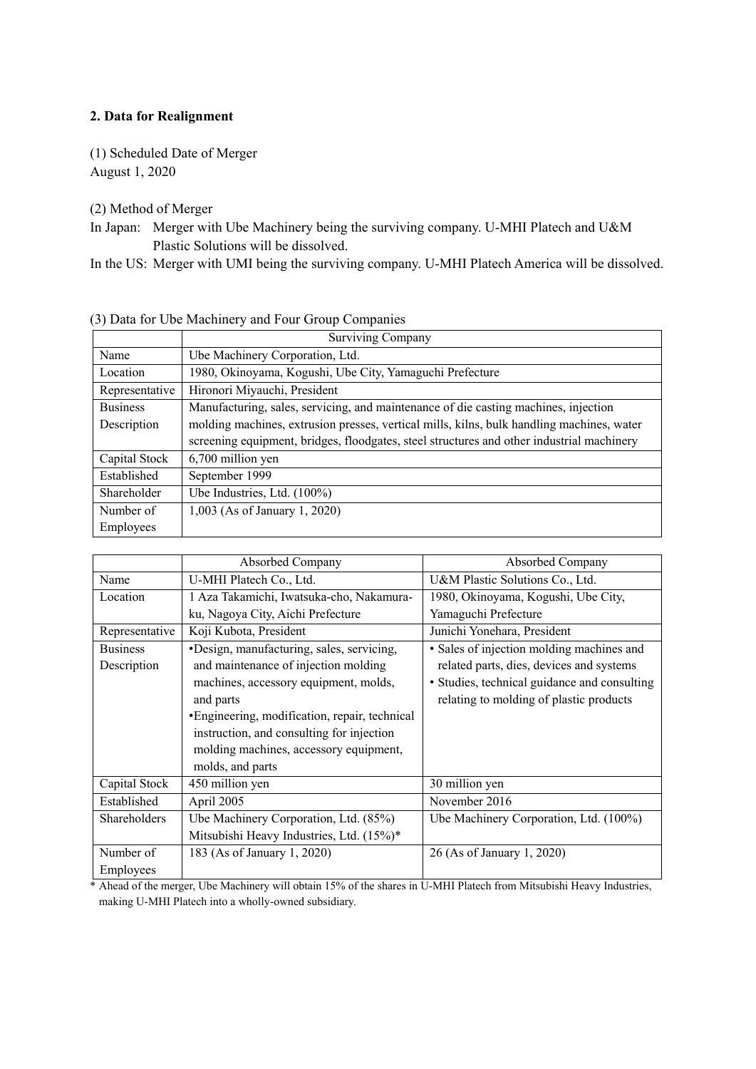## 2. Data for Realignment

(1) Scheduled Date of Merger
August 1, 2020

(2) Method of Merger

In Japan: Merger with Ube Machinery being the surviving company. U-MHI Platech and U&M Plastic Solutions will be dissolved.

In the US: Merger with UMI being the surviving company. U-MHI Platech America will be dissolved.

(3) Data for Ube Machinery and Four Group Companies

| | Surviving Company |
|---|---|
| Name | Ube Machinery Corporation, Ltd. |
| Location | 1980, Okinoyama, Kogushi, Ube City, Yamaguchi Prefecture |
| Representative | Hironori Miyauchi, President |
| Business Description | Manufacturing, sales, servicing, and maintenance of die casting machines, injection molding machines, extrusion presses, vertical mills, kilns, bulk handling machines, water screening equipment, bridges, floodgates, steel structures and other industrial machinery |
| Capital Stock | 6,700 million yen |
| Established | September 1999 |
| Shareholder | Ube Industries, Ltd. (100%) |
| Number of Employees | 1,003 (As of January 1, 2020) |

| | Absorbed Company | Absorbed Company |
|---|---|---|
| Name | U-MHI Platech Co., Ltd. | U&M Plastic Solutions Co., Ltd. |
| Location | 1 Aza Takamichi, Iwatsuka-cho, Nakamura-ku, Nagoya City, Aichi Prefecture | 1980, Okinoyama, Kogushi, Ube City, Yamaguchi Prefecture |
| Representative | Koji Kubota, President | Junichi Yonehara, President |
| Business Description | •Design, manufacturing, sales, servicing, and maintenance of injection molding machines, accessory equipment, molds, and parts<br>•Engineering, modification, repair, technical instruction, and consulting for injection molding machines, accessory equipment, molds, and parts | • Sales of injection molding machines and related parts, dies, devices and systems<br>• Studies, technical guidance and consulting relating to molding of plastic products |
| Capital Stock | 450 million yen | 30 million yen |
| Established | April 2005 | November 2016 |
| Shareholders | Ube Machinery Corporation, Ltd. (85%)<br>Mitsubishi Heavy Industries, Ltd. (15%)* | Ube Machinery Corporation, Ltd. (100%) |
| Number of Employees | 183 (As of January 1, 2020) | 26 (As of January 1, 2020) |

\* Ahead of the merger, Ube Machinery will obtain 15% of the shares in U-MHI Platech from Mitsubishi Heavy Industries, making U-MHI Platech into a wholly-owned subsidiary.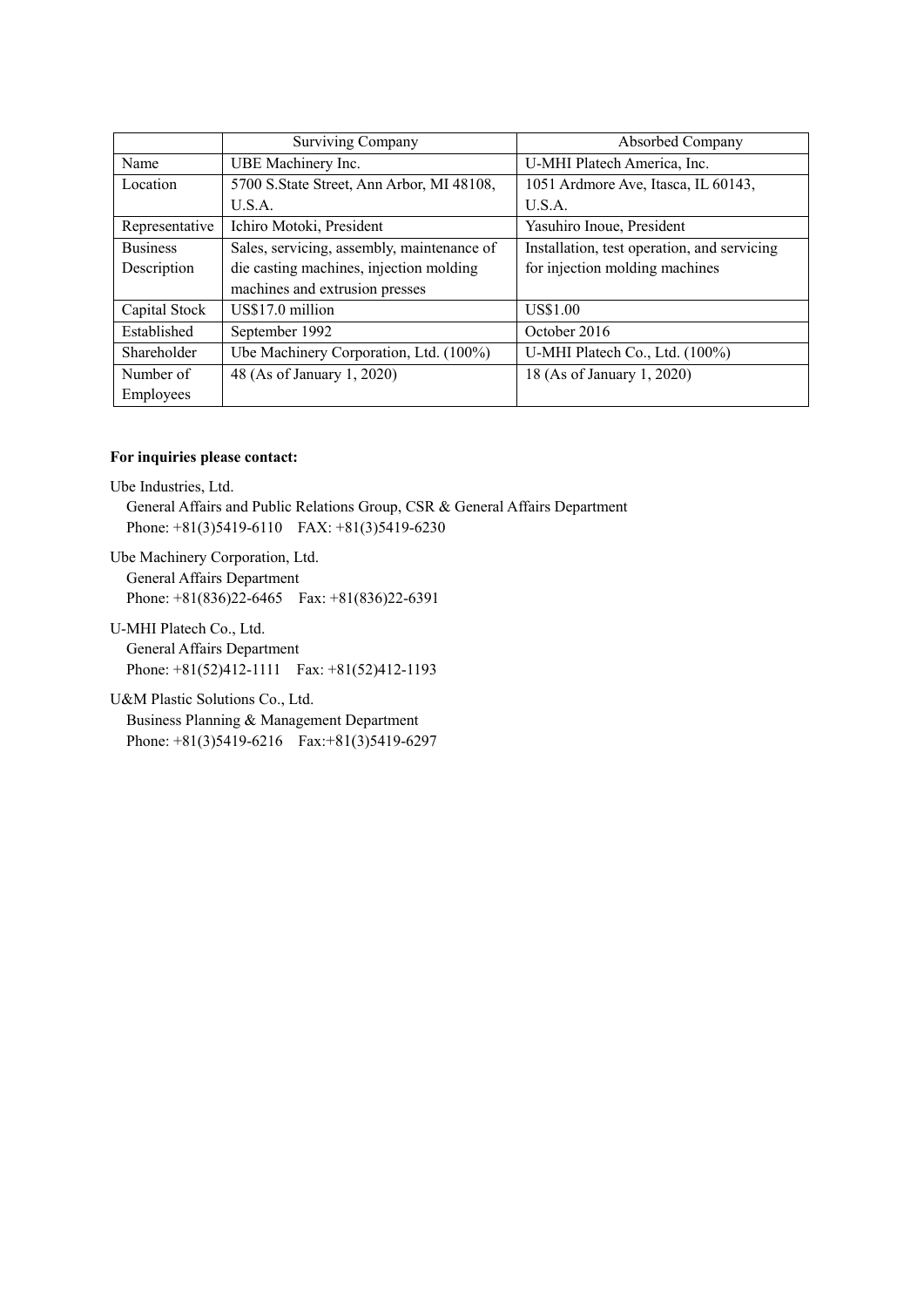| | Surviving Company | Absorbed Company |
|---|---|---|
| Name | UBE Machinery Inc. | U-MHI Platech America, Inc. |
| Location | 5700 S.State Street, Ann Arbor, MI 48108, U.S.A. | 1051 Ardmore Ave, Itasca, IL 60143, U.S.A. |
| Representative | Ichiro Motoki, President | Yasuhiro Inoue, President |
| Business Description | Sales, servicing, assembly, maintenance of die casting machines, injection molding machines and extrusion presses | Installation, test operation, and servicing for injection molding machines |
| Capital Stock | US$17.0 million | US$1.00 |
| Established | September 1992 | October 2016 |
| Shareholder | Ube Machinery Corporation, Ltd. (100%) | U-MHI Platech Co., Ltd. (100%) |
| Number of Employees | 48 (As of January 1, 2020) | 18 (As of January 1, 2020) |

**For inquiries please contact:**

Ube Industries, Ltd.
General Affairs and Public Relations Group, CSR & General Affairs Department
Phone: +81(3)5419-6110 FAX: +81(3)5419-6230

Ube Machinery Corporation, Ltd.
General Affairs Department
Phone: +81(836)22-6465 Fax: +81(836)22-6391

U-MHI Platech Co., Ltd.
General Affairs Department
Phone: +81(52)412-1111 Fax: +81(52)412-1193

U&M Plastic Solutions Co., Ltd.
Business Planning & Management Department
Phone: +81(3)5419-6216 Fax:+81(3)5419-6297